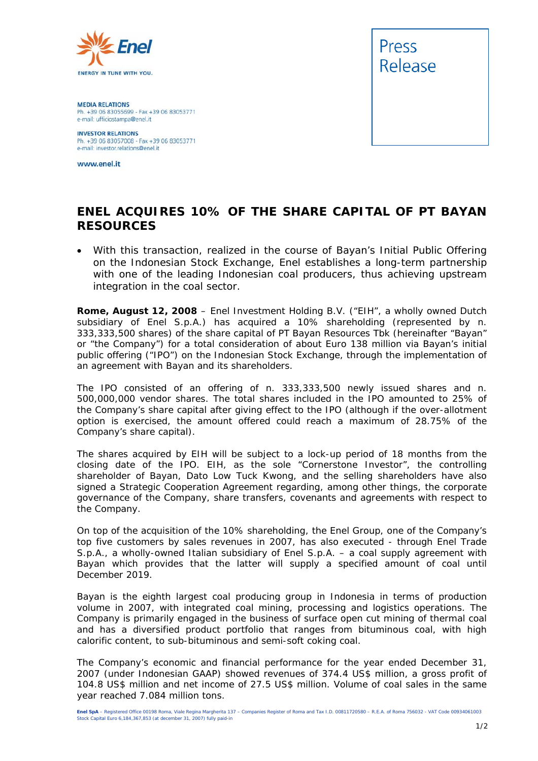Enel

ENERGY IN TUNE WITH YOU.

**MEDIA RELATIONS**
Ph. +39 06 83055699 - Fax +39 06 83053771
e-mail: ufficiostampa@enel.it

**INVESTOR RELATIONS**
Ph. +39 06 83057008 - Fax +39 06 83053771
e-mail: investor.relations@enel.it

www.enel.it

Press Release

# ENEL ACQUIRES 10% OF THE SHARE CAPITAL OF PT BAYAN RESOURCES

- With this transaction, realized in the course of Bayan's Initial Public Offering on the Indonesian Stock Exchange, Enel establishes a long-term partnership with one of the leading Indonesian coal producers, thus achieving upstream integration in the coal sector.

**Rome, August 12, 2008** – Enel Investment Holding B.V. ("EIH", a wholly owned Dutch subsidiary of Enel S.p.A.) has acquired a 10% shareholding (represented by n. 333,333,500 shares) of the share capital of PT Bayan Resources Tbk (hereinafter "Bayan" or "the Company") for a total consideration of about Euro 138 million via Bayan's initial public offering ("IPO") on the Indonesian Stock Exchange, through the implementation of an agreement with Bayan and its shareholders.

The IPO consisted of an offering of n. 333,333,500 newly issued shares and n. 500,000,000 vendor shares. The total shares included in the IPO amounted to 25% of the Company's share capital after giving effect to the IPO (although if the over-allotment option is exercised, the amount offered could reach a maximum of 28.75% of the Company's share capital).

The shares acquired by EIH will be subject to a lock-up period of 18 months from the closing date of the IPO. EIH, as the sole "Cornerstone Investor", the controlling shareholder of Bayan, Dato Low Tuck Kwong, and the selling shareholders have also signed a Strategic Cooperation Agreement regarding, among other things, the corporate governance of the Company, share transfers, covenants and agreements with respect to the Company.

On top of the acquisition of the 10% shareholding, the Enel Group, one of the Company's top five customers by sales revenues in 2007, has also executed - through Enel Trade S.p.A., a wholly-owned Italian subsidiary of Enel S.p.A. – a coal supply agreement with Bayan which provides that the latter will supply a specified amount of coal until December 2019.

Bayan is the eighth largest coal producing group in Indonesia in terms of production volume in 2007, with integrated coal mining, processing and logistics operations. The Company is primarily engaged in the business of surface open cut mining of thermal coal and has a diversified product portfolio that ranges from bituminous coal, with high calorific content, to sub-bituminous and semi-soft coking coal.

The Company's economic and financial performance for the year ended December 31, 2007 (under Indonesian GAAP) showed revenues of 374.4 US$ million, a gross profit of 104.8 US$ million and net income of 27.5 US$ million. Volume of coal sales in the same year reached 7.084 million tons.

**Enel SpA** – Registered Office 00198 Roma, Viale Regina Margherita 137 – Companies Register of Roma and Tax I.D. 00811720580 – R.E.A. of Roma 756032 - VAT Code 00934061003
Stock Capital Euro 6,184,367,853 (at december 31, 2007) fully paid-in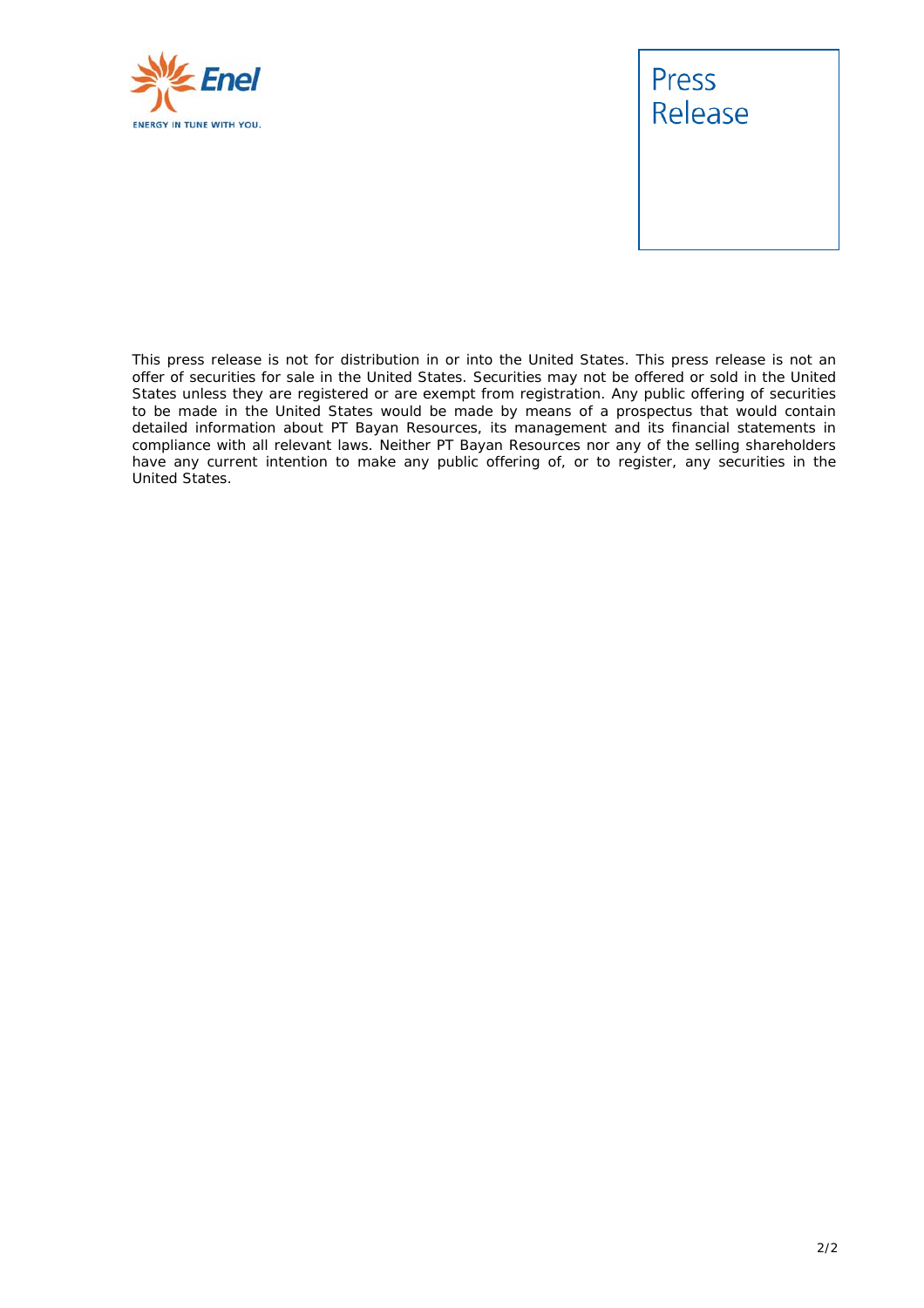This press release is not for distribution in or into the United States. This press release is not an offer of securities for sale in the United States. Securities may not be offered or sold in the United States unless they are registered or are exempt from registration. Any public offering of securities to be made in the United States would be made by means of a prospectus that would contain detailed information about PT Bayan Resources, its management and its financial statements in compliance with all relevant laws. Neither PT Bayan Resources nor any of the selling shareholders have any current intention to make any public offering of, or to register, any securities in the United States.